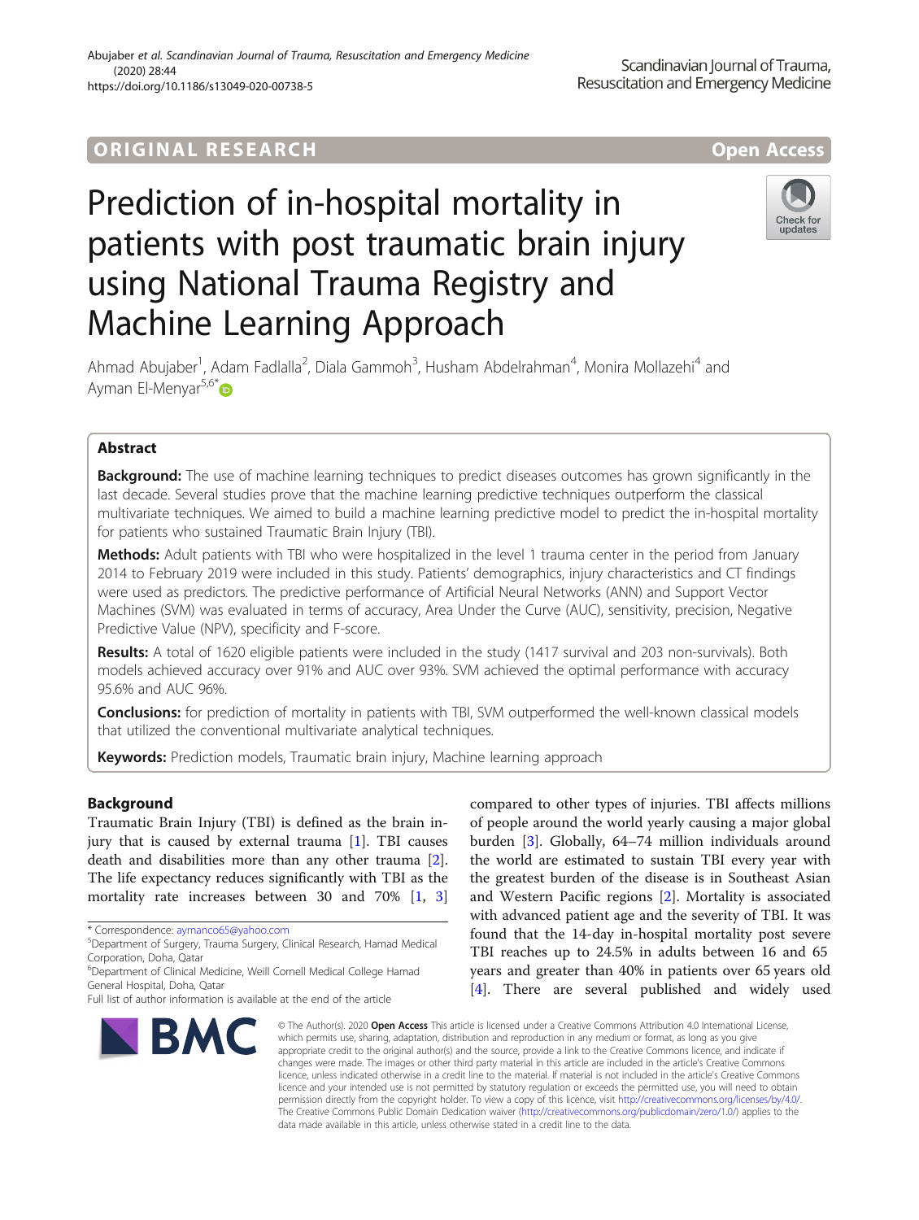ORIGINAL RESEARCH

Open Access

# Prediction of in-hospital mortality in patients with post traumatic brain injury using National Trauma Registry and Machine Learning Approach

Ahmad Abujaber[1], Adam Fadlalla[2], Diala Gammoh[3], Husham Abdelrahman[4], Monira Mollazehi[4] and Ayman El-Menyar[5,6*]

## Abstract

**Background:** The use of machine learning techniques to predict diseases outcomes has grown significantly in the last decade. Several studies prove that the machine learning predictive techniques outperform the classical multivariate techniques. We aimed to build a machine learning predictive model to predict the in-hospital mortality for patients who sustained Traumatic Brain Injury (TBI).

**Methods:** Adult patients with TBI who were hospitalized in the level 1 trauma center in the period from January 2014 to February 2019 were included in this study. Patients' demographics, injury characteristics and CT findings were used as predictors. The predictive performance of Artificial Neural Networks (ANN) and Support Vector Machines (SVM) was evaluated in terms of accuracy, Area Under the Curve (AUC), sensitivity, precision, Negative Predictive Value (NPV), specificity and F-score.

**Results:** A total of 1620 eligible patients were included in the study (1417 survival and 203 non-survivals). Both models achieved accuracy over 91% and AUC over 93%. SVM achieved the optimal performance with accuracy 95.6% and AUC 96%.

**Conclusions:** for prediction of mortality in patients with TBI, SVM outperformed the well-known classical models that utilized the conventional multivariate analytical techniques.

**Keywords:** Prediction models, Traumatic brain injury, Machine learning approach

## Background

Traumatic Brain Injury (TBI) is defined as the brain injury that is caused by external trauma [1]. TBI causes death and disabilities more than any other trauma [2]. The life expectancy reduces significantly with TBI as the mortality rate increases between 30 and 70% [1, 3] compared to other types of injuries. TBI affects millions of people around the world yearly causing a major global burden [3]. Globally, 64–74 million individuals around the world are estimated to sustain TBI every year with the greatest burden of the disease is in Southeast Asian and Western Pacific regions [2]. Mortality is associated with advanced patient age and the severity of TBI. It was found that the 14-day in-hospital mortality post severe TBI reaches up to 24.5% in adults between 16 and 65 years and greater than 40% in patients over 65 years old [4]. There are several published and widely used

\* Correspondence: aymanco65@yahoo.com
[5]Department of Surgery, Trauma Surgery, Clinical Research, Hamad Medical Corporation, Doha, Qatar
[6]Department of Clinical Medicine, Weill Cornell Medical College Hamad General Hospital, Doha, Qatar
Full list of author information is available at the end of the article

© The Author(s). 2020 **Open Access** This article is licensed under a Creative Commons Attribution 4.0 International License, which permits use, sharing, adaptation, distribution and reproduction in any medium or format, as long as you give appropriate credit to the original author(s) and the source, provide a link to the Creative Commons licence, and indicate if changes were made. The images or other third party material in this article are included in the article's Creative Commons licence, unless indicated otherwise in a credit line to the material. If material is not included in the article's Creative Commons licence and your intended use is not permitted by statutory regulation or exceeds the permitted use, you will need to obtain permission directly from the copyright holder. To view a copy of this licence, visit http://creativecommons.org/licenses/by/4.0/. The Creative Commons Public Domain Dedication waiver (http://creativecommons.org/publicdomain/zero/1.0/) applies to the data made available in this article, unless otherwise stated in a credit line to the data.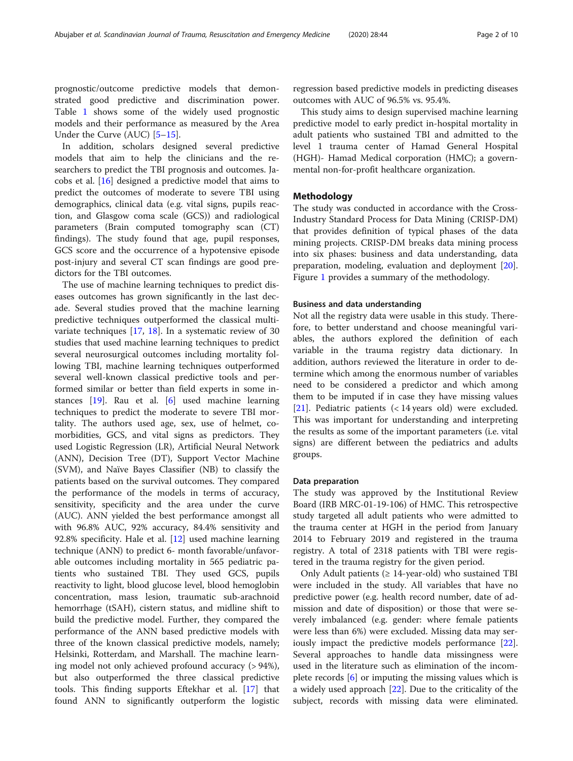prognostic/outcome predictive models that demonstrated good predictive and discrimination power. Table 1 shows some of the widely used prognostic models and their performance as measured by the Area Under the Curve (AUC) [5–15].

In addition, scholars designed several predictive models that aim to help the clinicians and the researchers to predict the TBI prognosis and outcomes. Jacobs et al. [16] designed a predictive model that aims to predict the outcomes of moderate to severe TBI using demographics, clinical data (e.g. vital signs, pupils reaction, and Glasgow coma scale (GCS)) and radiological parameters (Brain computed tomography scan (CT) findings). The study found that age, pupil responses, GCS score and the occurrence of a hypotensive episode post-injury and several CT scan findings are good predictors for the TBI outcomes.

The use of machine learning techniques to predict diseases outcomes has grown significantly in the last decade. Several studies proved that the machine learning predictive techniques outperformed the classical multivariate techniques [17, 18]. In a systematic review of 30 studies that used machine learning techniques to predict several neurosurgical outcomes including mortality following TBI, machine learning techniques outperformed several well-known classical predictive tools and performed similar or better than field experts in some instances [19]. Rau et al. [6] used machine learning techniques to predict the moderate to severe TBI mortality. The authors used age, sex, use of helmet, comorbidities, GCS, and vital signs as predictors. They used Logistic Regression (LR), Artificial Neural Network (ANN), Decision Tree (DT), Support Vector Machine (SVM), and Naïve Bayes Classifier (NB) to classify the patients based on the survival outcomes. They compared the performance of the models in terms of accuracy, sensitivity, specificity and the area under the curve (AUC). ANN yielded the best performance amongst all with 96.8% AUC, 92% accuracy, 84.4% sensitivity and 92.8% specificity. Hale et al. [12] used machine learning technique (ANN) to predict 6- month favorable/unfavorable outcomes including mortality in 565 pediatric patients who sustained TBI. They used GCS, pupils reactivity to light, blood glucose level, blood hemoglobin concentration, mass lesion, traumatic sub-arachnoid hemorrhage (tSAH), cistern status, and midline shift to build the predictive model. Further, they compared the performance of the ANN based predictive models with three of the known classical predictive models, namely; Helsinki, Rotterdam, and Marshall. The machine learning model not only achieved profound accuracy (> 94%), but also outperformed the three classical predictive tools. This finding supports Eftekhar et al. [17] that found ANN to significantly outperform the logistic regression based predictive models in predicting diseases outcomes with AUC of 96.5% vs. 95.4%.

This study aims to design supervised machine learning predictive model to early predict in-hospital mortality in adult patients who sustained TBI and admitted to the level 1 trauma center of Hamad General Hospital (HGH)- Hamad Medical corporation (HMC); a governmental non-for-profit healthcare organization.

## Methodology

The study was conducted in accordance with the Cross-Industry Standard Process for Data Mining (CRISP-DM) that provides definition of typical phases of the data mining projects. CRISP-DM breaks data mining process into six phases: business and data understanding, data preparation, modeling, evaluation and deployment [20]. Figure 1 provides a summary of the methodology.

### Business and data understanding

Not all the registry data were usable in this study. Therefore, to better understand and choose meaningful variables, the authors explored the definition of each variable in the trauma registry data dictionary. In addition, authors reviewed the literature in order to determine which among the enormous number of variables need to be considered a predictor and which among them to be imputed if in case they have missing values [21]. Pediatric patients (< 14 years old) were excluded. This was important for understanding and interpreting the results as some of the important parameters (i.e. vital signs) are different between the pediatrics and adults groups.

### Data preparation

The study was approved by the Institutional Review Board (IRB MRC-01-19-106) of HMC. This retrospective study targeted all adult patients who were admitted to the trauma center at HGH in the period from January 2014 to February 2019 and registered in the trauma registry. A total of 2318 patients with TBI were registered in the trauma registry for the given period.

Only Adult patients (≥ 14-year-old) who sustained TBI were included in the study. All variables that have no predictive power (e.g. health record number, date of admission and date of disposition) or those that were severely imbalanced (e.g. gender: where female patients were less than 6%) were excluded. Missing data may seriously impact the predictive models performance [22]. Several approaches to handle data missingness were used in the literature such as elimination of the incomplete records [6] or imputing the missing values which is a widely used approach [22]. Due to the criticality of the subject, records with missing data were eliminated.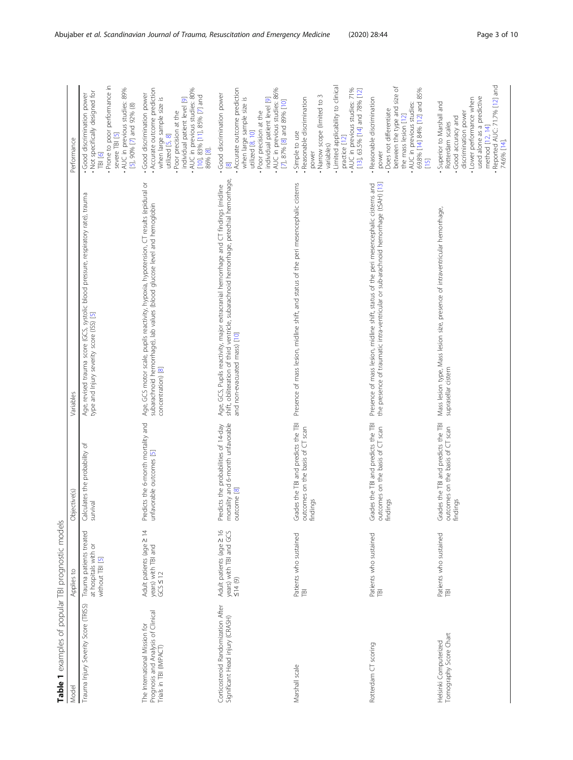**Table 1** examples of popular TBI prognostic models

| Model | Applies to | Objective(s) | Variables | Performance |
| --- | --- | --- | --- | --- |
| Trauma Injury Severity Score (TRISS) | Trauma patients treated at hospitals with or without TBI [5] | Calculates the probability of survival | Age, revised trauma score (GCS, systolic blood pressure, respiratory rate), trauma type and Injury severity score (ISS) [5] | • Good discrimination power<br>• Not specifically designed for TBI [6]<br>• Prone to poor performance in severe TBI [5]<br>• AUC in previous studies: 89% [5], 90% [7] and 92% (8) |
| The International Mission for Prognosis and Analysis of Clinical Trials in TBI (IMPACT) | Adult patients (age ≥ 14 years) with TBI and GCS ≤ 12 | Predicts the 6-month mortality and unfavorable outcomes [5] | Age, GCS motor scale, pupils reactivity, hypoxia, hypotension, CT results (epidural or subarachnoid hemorrhage), lab values (blood glucose level and hemoglobin concentration) [8] | • Good discrimination power<br>• Accurate outcome prediction when large sample size is utilized [5, 8]<br>• Poor precision at the individual patient level [9]<br>• AUC in previous studies: 80% [10], 83% [11], 85% [7] and 86% [8]. |
| Corticosteroid Randomization After Significant Head Injury (CRASH) | Adult patients (age ≥ 16 years) with TBI and GCS ≤ 14 (9) | Predicts the probabilities of 14-day mortality and 6-month unfavorable outcome [8] | Age, GCS, Pupils reactivity, major extracranial hemorrhage and CT findings (midline shift, obliteration of third ventricle, subarachnoid hemorrhage, petechial hemorrhage, and non-evacuated mass) [10] | • Good discrimination power [8]<br>• Accurate outcome prediction when large sample size is utilized [8, 10]<br>• Poor precision at the individual patient level [9]<br>• AUC in previous studies: 86% [7], 87% [8] and 89% [10] |
| Marshall scale | Patients who sustained TBI | Grades the TBI and predicts the TBI outcomes on the basis of CT scan findings | Presence of mass lesion, midline shift, and status of the peri mesencephalic cisterns | • Simple to use<br>• Reasonable discrimination power<br>• Narrow scope (limited to 3 variables)<br>• Limited applicability to clinical practice [12]<br>• AUC in previous studies: 71% [13], 63.5% [14] and 78% [12] |
| Rotterdam CT scoring | Patients who sustained TBI | Grades the TBI and predicts the TBI outcomes on the basis of CT scan findings | Presence of mass lesion, midline shift, status of the peri mesencephalic cisterns and the presence of traumatic intra-ventricular or sub-arachnoid hemorrhage (tSAH) [13] | • Reasonable discrimination power<br>• Does not differentiate between the type and size of the mass lesion [12]<br>• AUC in previous studies: 69.8% [14] 84% [12] and 85% [15] |
| Helsinki Computerized Tomography Score Chart | Patients who sustained TBI | Grades the TBI and predicts the TBI outcomes on the basis of CT scan findings | Mass lesion type, Mass lesion size, presence of intraventricular hemorrhage, suprasellar cistern | • Superior to Marshall and Rotterdam scales<br>• Good accuracy and discrimination power<br>• Lower performance when used alone as a predictive method [12, 14]<br>• Reported AUC: 71.7% [12] and 74.6% [14]. |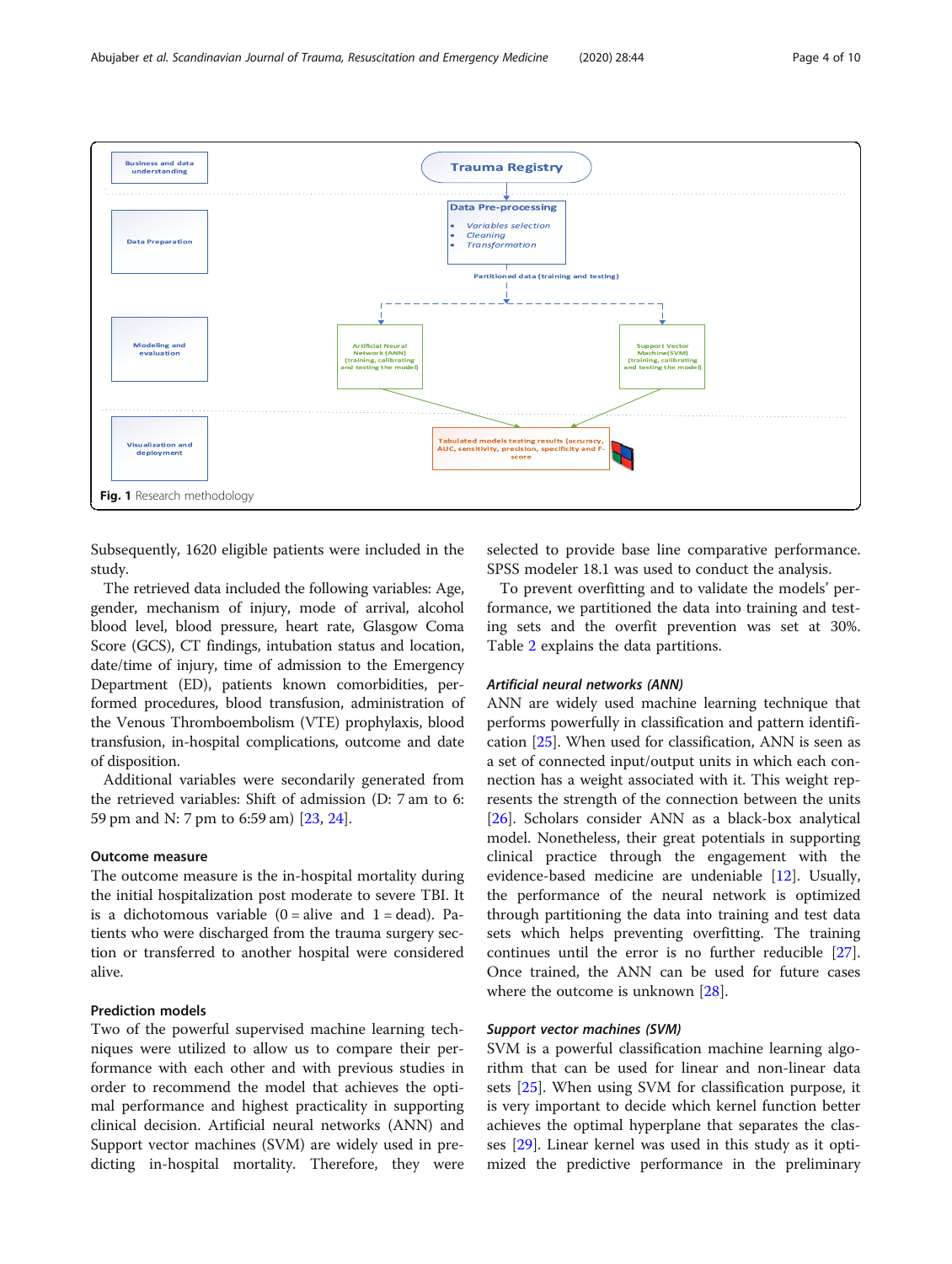Fig. 1 Research methodology

Subsequently, 1620 eligible patients were included in the study.

The retrieved data included the following variables: Age, gender, mechanism of injury, mode of arrival, alcohol blood level, blood pressure, heart rate, Glasgow Coma Score (GCS), CT findings, intubation status and location, date/time of injury, time of admission to the Emergency Department (ED), patients known comorbidities, performed procedures, blood transfusion, administration of the Venous Thromboembolism (VTE) prophylaxis, blood transfusion, in-hospital complications, outcome and date of disposition.

Additional variables were secondarily generated from the retrieved variables: Shift of admission (D: 7 am to 6: 59 pm and N: 7 pm to 6:59 am) [23, 24].

## Outcome measure

The outcome measure is the in-hospital mortality during the initial hospitalization post moderate to severe TBI. It is a dichotomous variable (0 = alive and 1 = dead). Patients who were discharged from the trauma surgery section or transferred to another hospital were considered alive.

## Prediction models

Two of the powerful supervised machine learning techniques were utilized to allow us to compare their performance with each other and with previous studies in order to recommend the model that achieves the optimal performance and highest practicality in supporting clinical decision. Artificial neural networks (ANN) and Support vector machines (SVM) are widely used in predicting in-hospital mortality. Therefore, they were selected to provide base line comparative performance. SPSS modeler 18.1 was used to conduct the analysis.

To prevent overfitting and to validate the models' performance, we partitioned the data into training and testing sets and the overfit prevention was set at 30%. Table 2 explains the data partitions.

### *Artificial neural networks (ANN)*

ANN are widely used machine learning technique that performs powerfully in classification and pattern identification [25]. When used for classification, ANN is seen as a set of connected input/output units in which each connection has a weight associated with it. This weight represents the strength of the connection between the units [26]. Scholars consider ANN as a black-box analytical model. Nonetheless, their great potentials in supporting clinical practice through the engagement with the evidence-based medicine are undeniable [12]. Usually, the performance of the neural network is optimized through partitioning the data into training and test data sets which helps preventing overfitting. The training continues until the error is no further reducible [27]. Once trained, the ANN can be used for future cases where the outcome is unknown [28].

### *Support vector machines (SVM)*

SVM is a powerful classification machine learning algorithm that can be used for linear and non-linear data sets [25]. When using SVM for classification purpose, it is very important to decide which kernel function better achieves the optimal hyperplane that separates the classes [29]. Linear kernel was used in this study as it optimized the predictive performance in the preliminary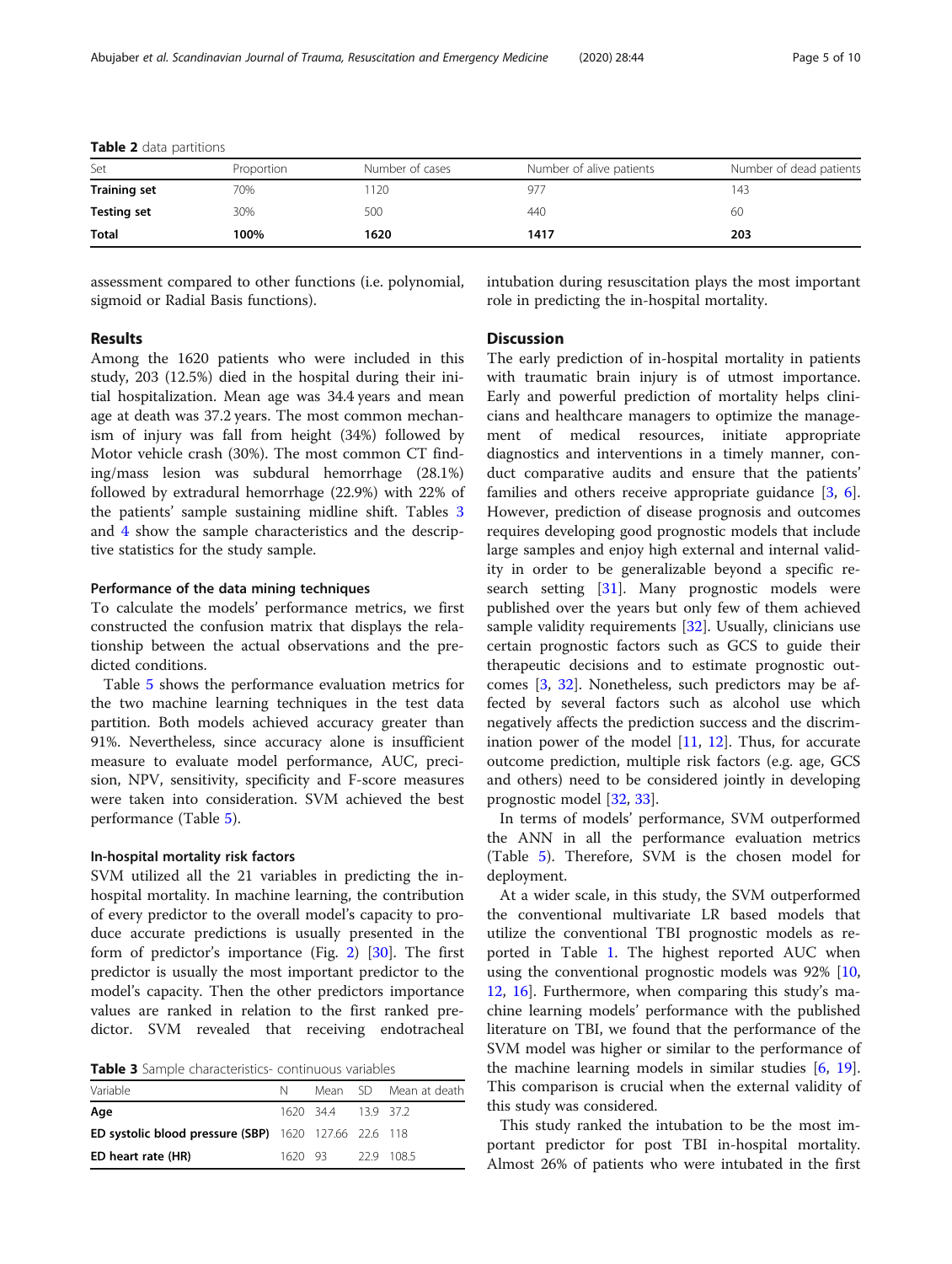**Table 2** data partitions

| Set | Proportion | Number of cases | Number of alive patients | Number of dead patients |
| --- | --- | --- | --- | --- |
| **Training set** | 70% | 1120 | 977 | 143 |
| **Testing set** | 30% | 500 | 440 | 60 |
| **Total** | **100%** | **1620** | **1417** | **203** |

assessment compared to other functions (i.e. polynomial, sigmoid or Radial Basis functions).

## Results

Among the 1620 patients who were included in this study, 203 (12.5%) died in the hospital during their initial hospitalization. Mean age was 34.4 years and mean age at death was 37.2 years. The most common mechanism of injury was fall from height (34%) followed by Motor vehicle crash (30%). The most common CT finding/mass lesion was subdural hemorrhage (28.1%) followed by extradural hemorrhage (22.9%) with 22% of the patients' sample sustaining midline shift. Tables 3 and 4 show the sample characteristics and the descriptive statistics for the study sample.

### Performance of the data mining techniques

To calculate the models' performance metrics, we first constructed the confusion matrix that displays the relationship between the actual observations and the predicted conditions.

Table 5 shows the performance evaluation metrics for the two machine learning techniques in the test data partition. Both models achieved accuracy greater than 91%. Nevertheless, since accuracy alone is insufficient measure to evaluate model performance, AUC, precision, NPV, sensitivity, specificity and F-score measures were taken into consideration. SVM achieved the best performance (Table 5).

### In-hospital mortality risk factors

SVM utilized all the 21 variables in predicting the in-hospital mortality. In machine learning, the contribution of every predictor to the overall model's capacity to produce accurate predictions is usually presented in the form of predictor's importance (Fig. 2) [30]. The first predictor is usually the most important predictor to the model's capacity. Then the other predictors importance values are ranked in relation to the first ranked predictor. SVM revealed that receiving endotracheal intubation during resuscitation plays the most important role in predicting the in-hospital mortality.

**Table 3** Sample characteristics- continuous variables

| Variable | N | Mean | SD | Mean at death |
| --- | --- | --- | --- | --- |
| **Age** | 1620 | 34.4 | 13.9 | 37.2 |
| **ED systolic blood pressure (SBP)** | 1620 | 127.66 | 22.6 | 118 |
| **ED heart rate (HR)** | 1620 | 93 | 22.9 | 108.5 |

## Discussion

The early prediction of in-hospital mortality in patients with traumatic brain injury is of utmost importance. Early and powerful prediction of mortality helps clinicians and healthcare managers to optimize the management of medical resources, initiate appropriate diagnostics and interventions in a timely manner, conduct comparative audits and ensure that the patients' families and others receive appropriate guidance [3, 6]. However, prediction of disease prognosis and outcomes requires developing good prognostic models that include large samples and enjoy high external and internal validity in order to be generalizable beyond a specific research setting [31]. Many prognostic models were published over the years but only few of them achieved sample validity requirements [32]. Usually, clinicians use certain prognostic factors such as GCS to guide their therapeutic decisions and to estimate prognostic outcomes [3, 32]. Nonetheless, such predictors may be affected by several factors such as alcohol use which negatively affects the prediction success and the discrimination power of the model [11, 12]. Thus, for accurate outcome prediction, multiple risk factors (e.g. age, GCS and others) need to be considered jointly in developing prognostic model [32, 33].

In terms of models' performance, SVM outperformed the ANN in all the performance evaluation metrics (Table 5). Therefore, SVM is the chosen model for deployment.

At a wider scale, in this study, the SVM outperformed the conventional multivariate LR based models that utilize the conventional TBI prognostic models as reported in Table 1. The highest reported AUC when using the conventional prognostic models was 92% [10, 12, 16]. Furthermore, when comparing this study's machine learning models' performance with the published literature on TBI, we found that the performance of the SVM model was higher or similar to the performance of the machine learning models in similar studies [6, 19]. This comparison is crucial when the external validity of this study was considered.

This study ranked the intubation to be the most important predictor for post TBI in-hospital mortality. Almost 26% of patients who were intubated in the first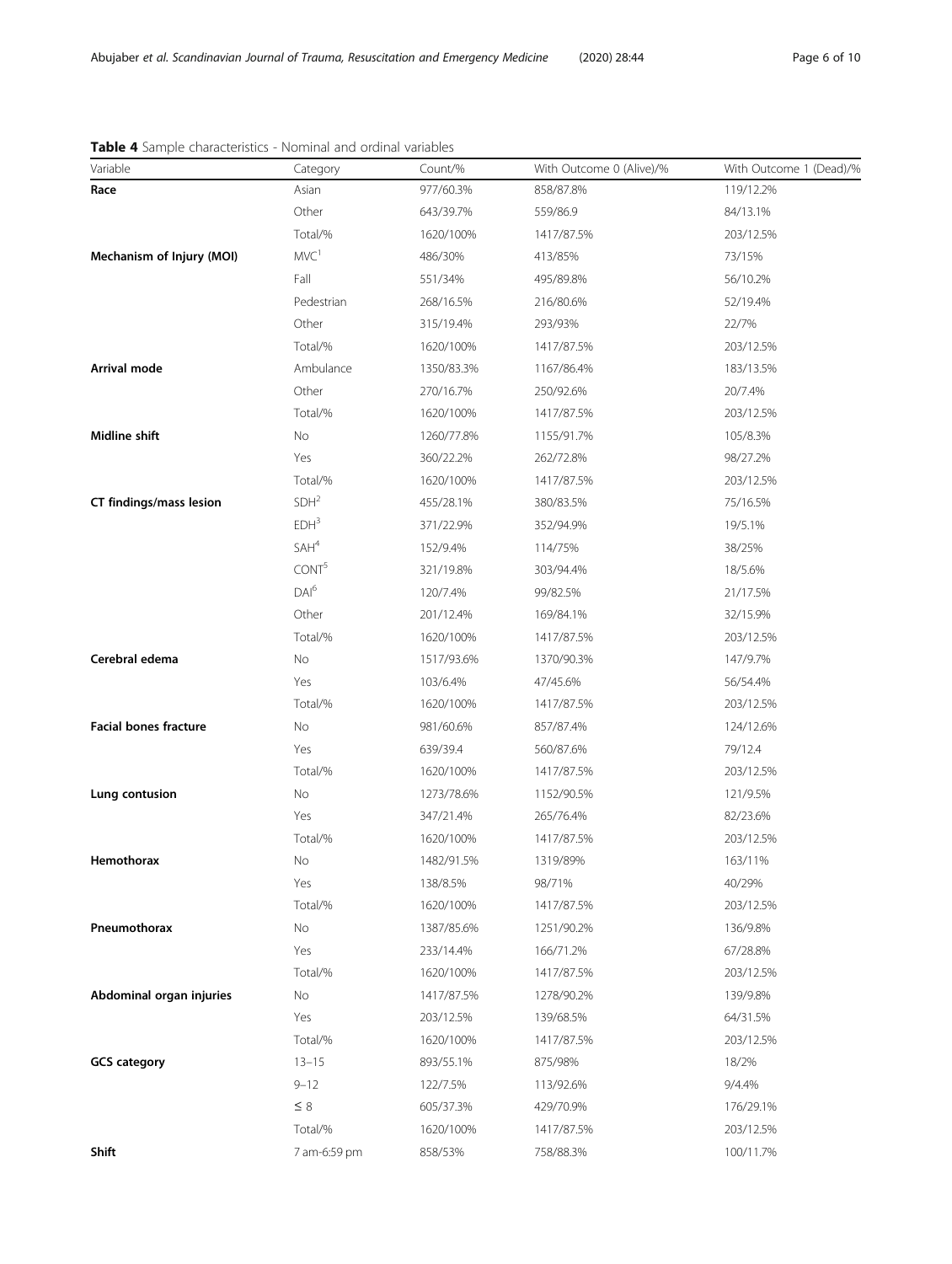**Table 4** Sample characteristics - Nominal and ordinal variables

| Variable | Category | Count/% | With Outcome 0 (Alive)/% | With Outcome 1 (Dead)/% |
|---|---|---|---|---|
| **Race** | Asian | 977/60.3% | 858/87.8% | 119/12.2% |
| | Other | 643/39.7% | 559/86.9 | 84/13.1% |
| | Total/% | 1620/100% | 1417/87.5% | 203/12.5% |
| **Mechanism of Injury (MOI)** | MVC[1] | 486/30% | 413/85% | 73/15% |
| | Fall | 551/34% | 495/89.8% | 56/10.2% |
| | Pedestrian | 268/16.5% | 216/80.6% | 52/19.4% |
| | Other | 315/19.4% | 293/93% | 22/7% |
| | Total/% | 1620/100% | 1417/87.5% | 203/12.5% |
| **Arrival mode** | Ambulance | 1350/83.3% | 1167/86.4% | 183/13.5% |
| | Other | 270/16.7% | 250/92.6% | 20/7.4% |
| | Total/% | 1620/100% | 1417/87.5% | 203/12.5% |
| **Midline shift** | No | 1260/77.8% | 1155/91.7% | 105/8.3% |
| | Yes | 360/22.2% | 262/72.8% | 98/27.2% |
| | Total/% | 1620/100% | 1417/87.5% | 203/12.5% |
| **CT findings/mass lesion** | SDH[2] | 455/28.1% | 380/83.5% | 75/16.5% |
| | EDH[3] | 371/22.9% | 352/94.9% | 19/5.1% |
| | SAH[4] | 152/9.4% | 114/75% | 38/25% |
| | CONT[5] | 321/19.8% | 303/94.4% | 18/5.6% |
| | DAI[6] | 120/7.4% | 99/82.5% | 21/17.5% |
| | Other | 201/12.4% | 169/84.1% | 32/15.9% |
| | Total/% | 1620/100% | 1417/87.5% | 203/12.5% |
| **Cerebral edema** | No | 1517/93.6% | 1370/90.3% | 147/9.7% |
| | Yes | 103/6.4% | 47/45.6% | 56/54.4% |
| | Total/% | 1620/100% | 1417/87.5% | 203/12.5% |
| **Facial bones fracture** | No | 981/60.6% | 857/87.4% | 124/12.6% |
| | Yes | 639/39.4 | 560/87.6% | 79/12.4 |
| | Total/% | 1620/100% | 1417/87.5% | 203/12.5% |
| **Lung contusion** | No | 1273/78.6% | 1152/90.5% | 121/9.5% |
| | Yes | 347/21.4% | 265/76.4% | 82/23.6% |
| | Total/% | 1620/100% | 1417/87.5% | 203/12.5% |
| **Hemothorax** | No | 1482/91.5% | 1319/89% | 163/11% |
| | Yes | 138/8.5% | 98/71% | 40/29% |
| | Total/% | 1620/100% | 1417/87.5% | 203/12.5% |
| **Pneumothorax** | No | 1387/85.6% | 1251/90.2% | 136/9.8% |
| | Yes | 233/14.4% | 166/71.2% | 67/28.8% |
| | Total/% | 1620/100% | 1417/87.5% | 203/12.5% |
| **Abdominal organ injuries** | No | 1417/87.5% | 1278/90.2% | 139/9.8% |
| | Yes | 203/12.5% | 139/68.5% | 64/31.5% |
| | Total/% | 1620/100% | 1417/87.5% | 203/12.5% |
| **GCS category** | 13–15 | 893/55.1% | 875/98% | 18/2% |
| | 9–12 | 122/7.5% | 113/92.6% | 9/4.4% |
| | ≤ 8 | 605/37.3% | 429/70.9% | 176/29.1% |
| | Total/% | 1620/100% | 1417/87.5% | 203/12.5% |
| **Shift** | 7 am-6:59 pm | 858/53% | 758/88.3% | 100/11.7% |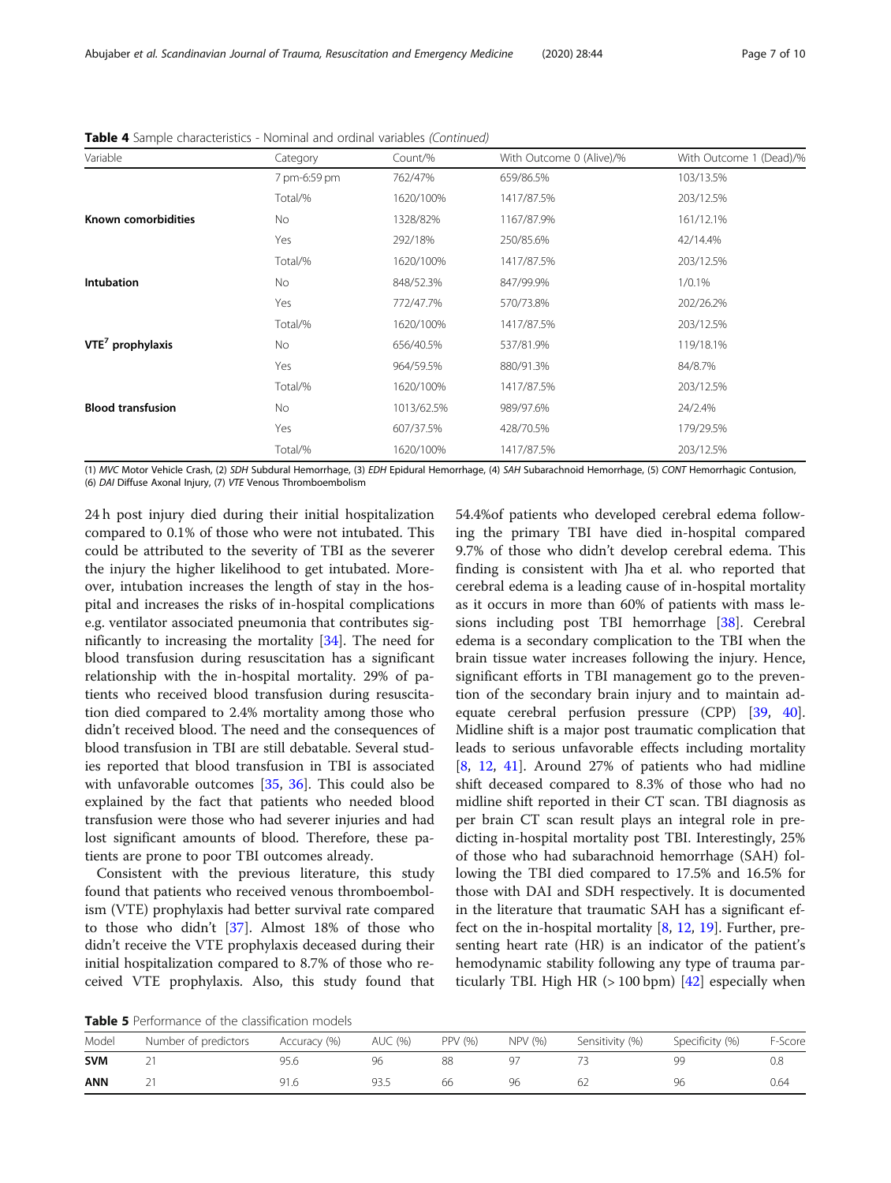**Table 4** Sample characteristics - Nominal and ordinal variables *(Continued)*

| Variable | Category | Count/% | With Outcome 0 (Alive)/% | With Outcome 1 (Dead)/% |
|---|---|---|---|---|
| | 7 pm-6:59 pm | 762/47% | 659/86.5% | 103/13.5% |
| | Total/% | 1620/100% | 1417/87.5% | 203/12.5% |
| **Known comorbidities** | No | 1328/82% | 1167/87.9% | 161/12.1% |
| | Yes | 292/18% | 250/85.6% | 42/14.4% |
| | Total/% | 1620/100% | 1417/87.5% | 203/12.5% |
| **Intubation** | No | 848/52.3% | 847/99.9% | 1/0.1% |
| | Yes | 772/47.7% | 570/73.8% | 202/26.2% |
| | Total/% | 1620/100% | 1417/87.5% | 203/12.5% |
| **VTE[7] prophylaxis** | No | 656/40.5% | 537/81.9% | 119/18.1% |
| | Yes | 964/59.5% | 880/91.3% | 84/8.7% |
| | Total/% | 1620/100% | 1417/87.5% | 203/12.5% |
| **Blood transfusion** | No | 1013/62.5% | 989/97.6% | 24/2.4% |
| | Yes | 607/37.5% | 428/70.5% | 179/29.5% |
| | Total/% | 1620/100% | 1417/87.5% | 203/12.5% |

(1) *MVC* Motor Vehicle Crash, (2) *SDH* Subdural Hemorrhage, (3) *EDH* Epidural Hemorrhage, (4) *SAH* Subarachnoid Hemorrhage, (5) *CONT* Hemorrhagic Contusion, (6) *DAI* Diffuse Axonal Injury, (7) *VTE* Venous Thromboembolism

24 h post injury died during their initial hospitalization compared to 0.1% of those who were not intubated. This could be attributed to the severity of TBI as the severer the injury the higher likelihood to get intubated. Moreover, intubation increases the length of stay in the hospital and increases the risks of in-hospital complications e.g. ventilator associated pneumonia that contributes significantly to increasing the mortality [34]. The need for blood transfusion during resuscitation has a significant relationship with the in-hospital mortality. 29% of patients who received blood transfusion during resuscitation died compared to 2.4% mortality among those who didn't received blood. The need and the consequences of blood transfusion in TBI are still debatable. Several studies reported that blood transfusion in TBI is associated with unfavorable outcomes [35, 36]. This could also be explained by the fact that patients who needed blood transfusion were those who had severer injuries and had lost significant amounts of blood. Therefore, these patients are prone to poor TBI outcomes already.

Consistent with the previous literature, this study found that patients who received venous thromboembolism (VTE) prophylaxis had better survival rate compared to those who didn't [37]. Almost 18% of those who didn't receive the VTE prophylaxis deceased during their initial hospitalization compared to 8.7% of those who received VTE prophylaxis. Also, this study found that 54.4%of patients who developed cerebral edema following the primary TBI have died in-hospital compared 9.7% of those who didn't develop cerebral edema. This finding is consistent with Jha et al. who reported that cerebral edema is a leading cause of in-hospital mortality as it occurs in more than 60% of patients with mass lesions including post TBI hemorrhage [38]. Cerebral edema is a secondary complication to the TBI when the brain tissue water increases following the injury. Hence, significant efforts in TBI management go to the prevention of the secondary brain injury and to maintain adequate cerebral perfusion pressure (CPP) [39, 40]. Midline shift is a major post traumatic complication that leads to serious unfavorable effects including mortality [8, 12, 41]. Around 27% of patients who had midline shift deceased compared to 8.3% of those who had no midline shift reported in their CT scan. TBI diagnosis as per brain CT scan result plays an integral role in predicting in-hospital mortality post TBI. Interestingly, 25% of those who had subarachnoid hemorrhage (SAH) following the TBI died compared to 17.5% and 16.5% for those with DAI and SDH respectively. It is documented in the literature that traumatic SAH has a significant effect on the in-hospital mortality [8, 12, 19]. Further, presenting heart rate (HR) is an indicator of the patient's hemodynamic stability following any type of trauma particularly TBI. High HR (> 100 bpm) [42] especially when

**Table 5** Performance of the classification models

| Model | Number of predictors | Accuracy (%) | AUC (%) | PPV (%) | NPV (%) | Sensitivity (%) | Specificity (%) | F-Score |
|---|---|---|---|---|---|---|---|---|
| **SVM** | 21 | 95.6 | 96 | 88 | 97 | 73 | 99 | 0.8 |
| **ANN** | 21 | 91.6 | 93.5 | 66 | 96 | 62 | 96 | 0.64 |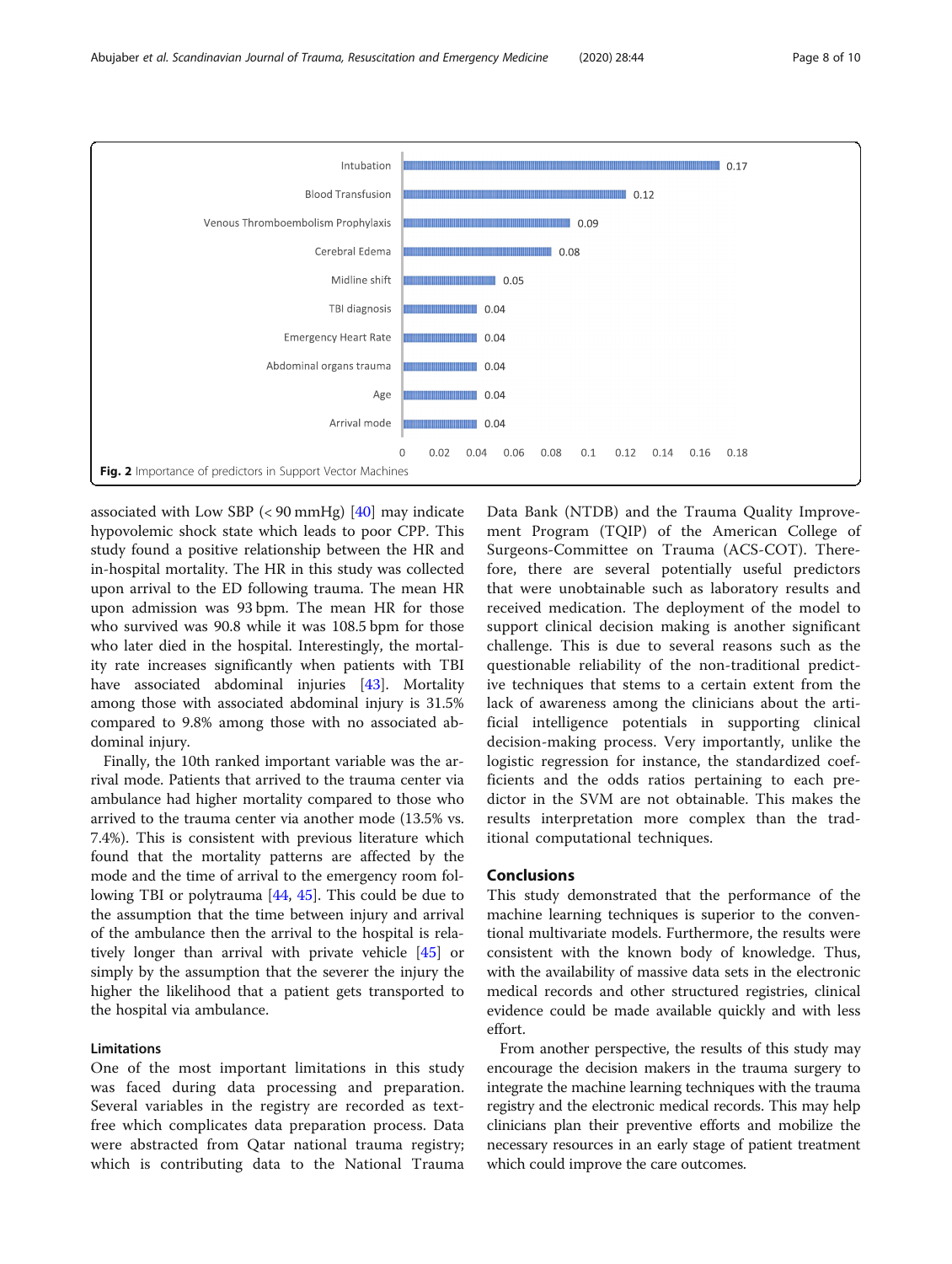Intubation 0.17
Blood Transfusion 0.12
Venous Thromboembolism Prophylaxis 0.09
Cerebral Edema 0.08
Midline shift 0.05
TBI diagnosis 0.04
Emergency Heart Rate 0.04
Abdominal organs trauma 0.04
Age 0.04
Arrival mode 0.04

0 0.02 0.04 0.06 0.08 0.1 0.12 0.14 0.16 0.18

**Fig. 2** Importance of predictors in Support Vector Machines

associated with Low SBP (< 90 mmHg) [40] may indicate hypovolemic shock state which leads to poor CPP. This study found a positive relationship between the HR and in-hospital mortality. The HR in this study was collected upon arrival to the ED following trauma. The mean HR upon admission was 93 bpm. The mean HR for those who survived was 90.8 while it was 108.5 bpm for those who later died in the hospital. Interestingly, the mortality rate increases significantly when patients with TBI have associated abdominal injuries [43]. Mortality among those with associated abdominal injury is 31.5% compared to 9.8% among those with no associated abdominal injury.

Finally, the 10th ranked important variable was the arrival mode. Patients that arrived to the trauma center via ambulance had higher mortality compared to those who arrived to the trauma center via another mode (13.5% vs. 7.4%). This is consistent with previous literature which found that the mortality patterns are affected by the mode and the time of arrival to the emergency room following TBI or polytrauma [44, 45]. This could be due to the assumption that the time between injury and arrival of the ambulance then the arrival to the hospital is relatively longer than arrival with private vehicle [45] or simply by the assumption that the severer the injury the higher the likelihood that a patient gets transported to the hospital via ambulance.

### Limitations

One of the most important limitations in this study was faced during data processing and preparation. Several variables in the registry are recorded as text-free which complicates data preparation process. Data were abstracted from Qatar national trauma registry; which is contributing data to the National Trauma Data Bank (NTDB) and the Trauma Quality Improvement Program (TQIP) of the American College of Surgeons-Committee on Trauma (ACS-COT). Therefore, there are several potentially useful predictors that were unobtainable such as laboratory results and received medication. The deployment of the model to support clinical decision making is another significant challenge. This is due to several reasons such as the questionable reliability of the non-traditional predictive techniques that stems to a certain extent from the lack of awareness among the clinicians about the artificial intelligence potentials in supporting clinical decision-making process. Very importantly, unlike the logistic regression for instance, the standardized coefficients and the odds ratios pertaining to each predictor in the SVM are not obtainable. This makes the results interpretation more complex than the traditional computational techniques.

## Conclusions

This study demonstrated that the performance of the machine learning techniques is superior to the conventional multivariate models. Furthermore, the results were consistent with the known body of knowledge. Thus, with the availability of massive data sets in the electronic medical records and other structured registries, clinical evidence could be made available quickly and with less effort.

From another perspective, the results of this study may encourage the decision makers in the trauma surgery to integrate the machine learning techniques with the trauma registry and the electronic medical records. This may help clinicians plan their preventive efforts and mobilize the necessary resources in an early stage of patient treatment which could improve the care outcomes.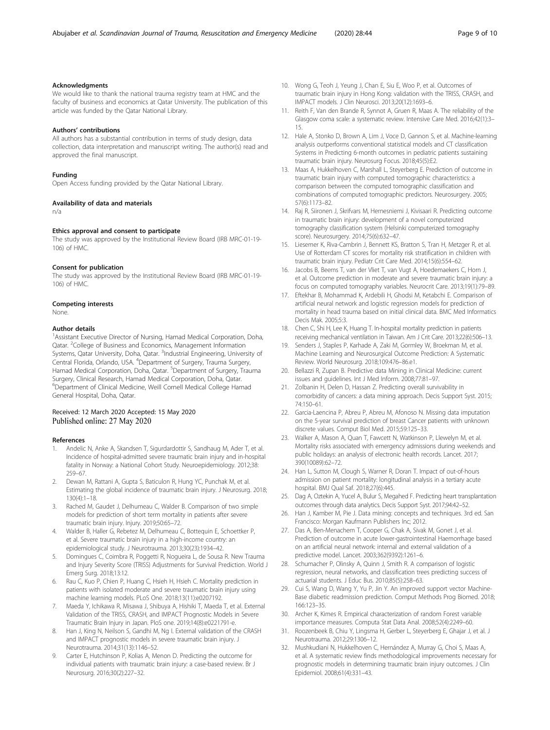### Acknowledgments

We would like to thank the national trauma registry team at HMC and the faculty of business and economics at Qatar University. The publication of this article was funded by the Qatar National Library.

### Authors' contributions

All authors has a substantial contribution in terms of study design, data collection, data interpretation and manuscript writing. The author(s) read and approved the final manuscript.

### Funding

Open Access funding provided by the Qatar National Library.

### Availability of data and materials

n/a

### Ethics approval and consent to participate

The study was approved by the Institutional Review Board (IRB MRC-01-19-106) of HMC.

### Consent for publication

The study was approved by the Institutional Review Board (IRB MRC-01-19-106) of HMC.

### Competing interests

None.

### Author details

[1]Assistant Executive Director of Nursing, Hamad Medical Corporation, Doha, Qatar. [2]College of Business and Economics, Management Information Systems, Qatar University, Doha, Qatar. [3]Industrial Engineering, University of Central Florida, Orlando, USA. [4]Department of Surgery, Trauma Surgery, Hamad Medical Corporation, Doha, Qatar. [5]Department of Surgery, Trauma Surgery, Clinical Research, Hamad Medical Corporation, Doha, Qatar. [6]Department of Clinical Medicine, Weill Cornell Medical College Hamad General Hospital, Doha, Qatar.

Received: 12 March 2020 Accepted: 15 May 2020
Published online: 27 May 2020

### References

1. Andelic N, Anke A, Skandsen T, Sigurdardottir S, Sandhaug M, Ader T, et al. Incidence of hospital-admitted severe traumatic brain injury and in-hospital fatality in Norway: a National Cohort Study. Neuroepidemiology. 2012;38:259–67.
2. Dewan M, Rattani A, Gupta S, Baticulon R, Hung YC, Punchak M, et al. Estimating the global incidence of traumatic brain injury. J Neurosurg. 2018;130(4):1–18.
3. Rached M, Gaudet J, Delhumeau C, Walder B. Comparison of two simple models for prediction of short term mortality in patients after severe traumatic brain injury. Injury. 2019;50:65–72.
4. Walder B, Haller G, Rebetez M, Delhumeau C, Bottequin E, Schoettker P, et al. Severe traumatic brain injury in a high-income country: an epidemiological study. J Neurotrauma. 2013;30(23):1934–42.
5. Domingues C, Coimbra R, Poggetti R, Nogueira L, de Sousa R. New Trauma and Injury Severity Score (TRISS) Adjustments for Survival Prediction. World J Emerg Surg. 2018;13:12.
6. Rau C, Kuo P, Chien P, Huang C, Hsieh H, Hsieh C. Mortality prediction in patients with isolated moderate and severe traumatic brain injury using machine learning models. PLoS One. 2018;13(11):e0207192.
7. Maeda Y, Ichikawa R, Misawa J, Shibuya A, Hishiki T, Maeda T, et al. External Validation of the TRISS, CRASH, and IMPACT Prognostic Models in Severe Traumatic Brain Injury in Japan. PloS one. 2019;14(8):e0221791-e.
8. Han J, King N, Neilson S, Gandhi M, Ng I. External validation of the CRASH and IMPACT prognostic models in severe traumatic brain injury. J Neurotrauma. 2014;31(13):1146–52.
9. Carter E, Hutchinson P, Kolias A, Menon D. Predicting the outcome for individual patients with traumatic brain injury: a case-based review. Br J Neurosurg. 2016;30(2):227–32.
10. Wong G, Teoh J, Yeung J, Chan E, Siu E, Woo P, et al. Outcomes of traumatic brain injury in Hong Kong: validation with the TRISS, CRASH, and IMPACT models. J Clin Neurosci. 2013;20(12):1693–6.
11. Reith F, Van den Brande R, Synnot A, Gruen R, Maas A. The reliability of the Glasgow coma scale: a systematic review. Intensive Care Med. 2016;42(1):3–15.
12. Hale A, Stonko D, Brown A, Lim J, Voce D, Gannon S, et al. Machine-learning analysis outperforms conventional statistical models and CT classification Systems in Predicting 6-month outcomes in pediatric patients sustaining traumatic brain injury. Neurosurg Focus. 2018;45(5):E2.
13. Maas A, Hukkelhoven C, Marshall L, Steyerberg E. Prediction of outcome in traumatic brain injury with computed tomographic characteristics: a comparison between the computed tomographic classification and combinations of computed tomographic predictors. Neurosurgery. 2005;57(6):1173–82.
14. Raj R, Siironen J, Skrifvars M, Hernesniemi J, Kivisaari R. Predicting outcome in traumatic brain injury: development of a novel computerized tomography classification system (Helsinki computerized tomography score). Neurosurgery. 2014;75(6):632–47.
15. Liesemer K, Riva-Cambrin J, Bennett KS, Bratton S, Tran H, Metzger R, et al. Use of Rotterdam CT scores for mortality risk stratification in children with traumatic brain injury. Pediatr Crit Care Med. 2014;15(6):554–62.
16. Jacobs B, Beems T, van der Vliet T, van Vugt A, Hoedemaekers C, Horn J, et al. Outcome prediction in moderate and severe traumatic brain injury: a focus on computed tomography variables. Neurocrit Care. 2013;19(1):79–89.
17. Eftekhar B, Mohammad K, Ardebili H, Ghodsi M, Ketabchi E. Comparison of artificial neural network and logistic regression models for prediction of mortality in head trauma based on initial clinical data. BMC Med Informatics Decis Mak. 2005;5:3.
18. Chen C, Shi H, Lee K, Huang T. In-hospital mortality prediction in patients receiving mechanical ventilation in Taiwan. Am J Crit Care. 2013;22(6):506–13.
19. Senders J, Staples P, Karhade A, Zaki M, Gormley W, Broekman M, et al. Machine Learning and Neurosurgical Outcome Prediction: A Systematic Review. World Neurosurg. 2018;109:476–86.e1.
20. Bellazzi R, Zupan B. Predictive data Mining in Clinical Medicine: current issues and guidelines. Int J Med Inform. 2008;77:81–97.
21. Zolbanin H, Delen D, Hassan Z. Predicting overall survivability in comorbidity of cancers: a data mining approach. Decis Support Syst. 2015;74:150–61.
22. Garcia-Laencina P, Abreu P, Abreu M, Afonoso N. Missing data imputation on the 5-year survival prediction of breast Cancer patients with unknown discrete values. Comput Biol Med. 2015;59:125–33.
23. Walker A, Mason A, Quan T, Fawcett N, Watkinson P, Llewelyn M, et al. Mortality risks associated with emergency admissions during weekends and public holidays: an analysis of electronic health records. Lancet. 2017;390(10089):62–72.
24. Han L, Sutton M, Clough S, Warner R, Doran T. Impact of out-of-hours admission on patient mortality: longitudinal analysis in a tertiary acute hospital. BMJ Qual Saf. 2018;27(6):445.
25. Dag A, Oztekin A, Yucel A, Bulur S, Megahed F. Predicting heart transplantation outcomes through data analytics. Decis Support Syst. 2017;94:42–52.
26. Han J, Kamber M, Pie J. Data mining: concepts and techniques. 3rd ed. San Francisco: Morgan Kaufmann Publishers Inc; 2012.
27. Das A, Ben-Menachem T, Cooper G, Chak A, Sivak M, Gonet J, et al. Prediction of outcome in acute lower-gastrointestinal Haemorrhage based on an artificial neural network: internal and external validation of a predictive model. Lancet. 2003;362(9392):1261–6.
28. Schumacher P, Olinsky A, Quinn J, Smith R. A comparison of logistic regression, neural networks, and classification trees predicting success of actuarial students. J Educ Bus. 2010;85(5):258–63.
29. Cui S, Wang D, Wang Y, Yu P, Jin Y. An improved support vector Machine-Base diabetic readmission prediction. Comput Methods Prog Biomed. 2018;166:123–35.
30. Archer K, Kimes R. Empirical characterization of random Forest variable importance measures. Computa Stat Data Anal. 2008;52(4):2249–60.
31. Roozenbeek B, Chiu Y, Lingsma H, Gerber L, Steyerberg E, Ghajar J, et al. J Neurotrauma. 2012;29:1306–12.
32. Mushkudiani N, Hukkelhoven C, Hernández A, Murray G, Choi S, Maas A, et al. A systematic review finds methodological improvements necessary for prognostic models in determining traumatic brain injury outcomes. J Clin Epidemiol. 2008;61(4):331–43.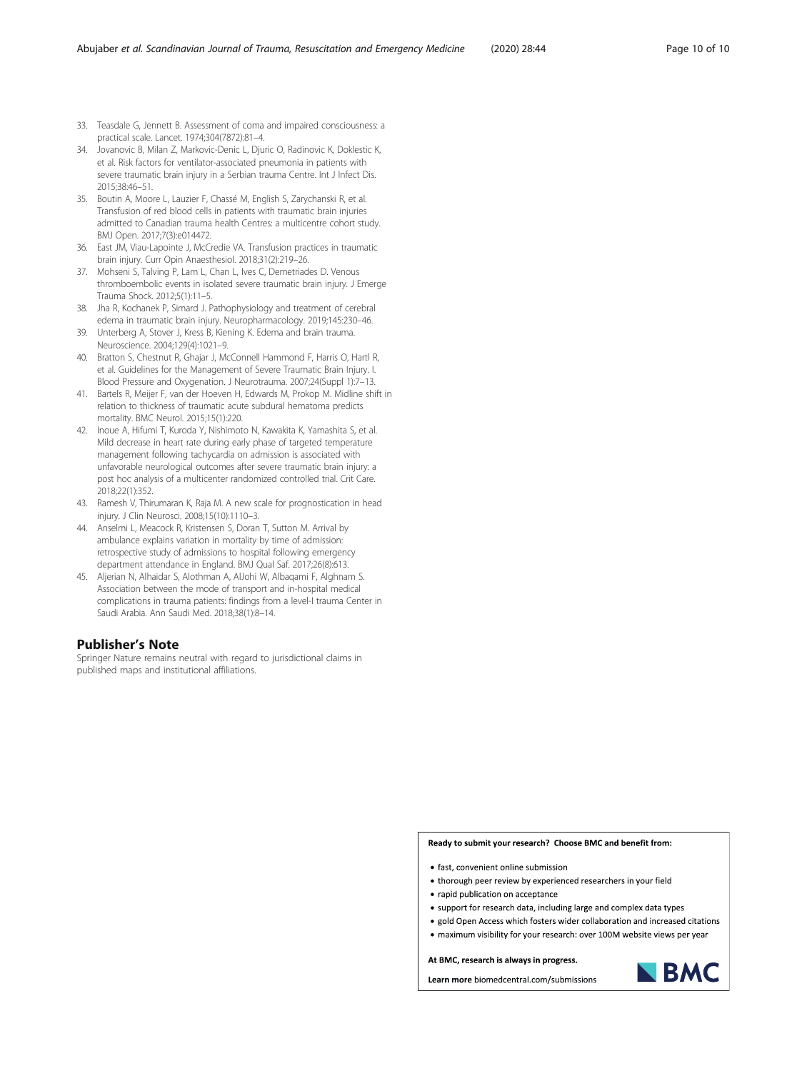33. Teasdale G, Jennett B. Assessment of coma and impaired consciousness: a practical scale. Lancet. 1974;304(7872):81–4.
34. Jovanovic B, Milan Z, Markovic-Denic L, Djuric O, Radinovic K, Doklestic K, et al. Risk factors for ventilator-associated pneumonia in patients with severe traumatic brain injury in a Serbian trauma Centre. Int J Infect Dis. 2015;38:46–51.
35. Boutin A, Moore L, Lauzier F, Chassé M, English S, Zarychanski R, et al. Transfusion of red blood cells in patients with traumatic brain injuries admitted to Canadian trauma health Centres: a multicentre cohort study. BMJ Open. 2017;7(3):e014472.
36. East JM, Viau-Lapointe J, McCredie VA. Transfusion practices in traumatic brain injury. Curr Opin Anaesthesiol. 2018;31(2):219–26.
37. Mohseni S, Talving P, Lam L, Chan L, Ives C, Demetriades D. Venous thromboembolic events in isolated severe traumatic brain injury. J Emerge Trauma Shock. 2012;5(1):11–5.
38. Jha R, Kochanek P, Simard J. Pathophysiology and treatment of cerebral edema in traumatic brain injury. Neuropharmacology. 2019;145:230–46.
39. Unterberg A, Stover J, Kress B, Kiening K. Edema and brain trauma. Neuroscience. 2004;129(4):1021–9.
40. Bratton S, Chestnut R, Ghajar J, McConnell Hammond F, Harris O, Hartl R, et al. Guidelines for the Management of Severe Traumatic Brain Injury. I. Blood Pressure and Oxygenation. J Neurotrauma. 2007;24(Suppl 1):7–13.
41. Bartels R, Meijer F, van der Hoeven H, Edwards M, Prokop M. Midline shift in relation to thickness of traumatic acute subdural hematoma predicts mortality. BMC Neurol. 2015;15(1):220.
42. Inoue A, Hifumi T, Kuroda Y, Nishimoto N, Kawakita K, Yamashita S, et al. Mild decrease in heart rate during early phase of targeted temperature management following tachycardia on admission is associated with unfavorable neurological outcomes after severe traumatic brain injury: a post hoc analysis of a multicenter randomized controlled trial. Crit Care. 2018;22(1):352.
43. Ramesh V, Thirumaran K, Raja M. A new scale for prognostication in head injury. J Clin Neurosci. 2008;15(10):1110–3.
44. Anselmi L, Meacock R, Kristensen S, Doran T, Sutton M. Arrival by ambulance explains variation in mortality by time of admission: retrospective study of admissions to hospital following emergency department attendance in England. BMJ Qual Saf. 2017;26(8):613.
45. Aljerian N, Alhaidar S, Alothman A, AlJohi W, Albaqami F, Alghnam S. Association between the mode of transport and in-hospital medical complications in trauma patients: findings from a level-I trauma Center in Saudi Arabia. Ann Saudi Med. 2018;38(1):8–14.

## Publisher's Note

Springer Nature remains neutral with regard to jurisdictional claims in published maps and institutional affiliations.

**Ready to submit your research? Choose BMC and benefit from:**

- fast, convenient online submission
- thorough peer review by experienced researchers in your field
- rapid publication on acceptance
- support for research data, including large and complex data types
- gold Open Access which fosters wider collaboration and increased citations
- maximum visibility for your research: over 100M website views per year

**At BMC, research is always in progress.**

**Learn more** biomedcentral.com/submissions